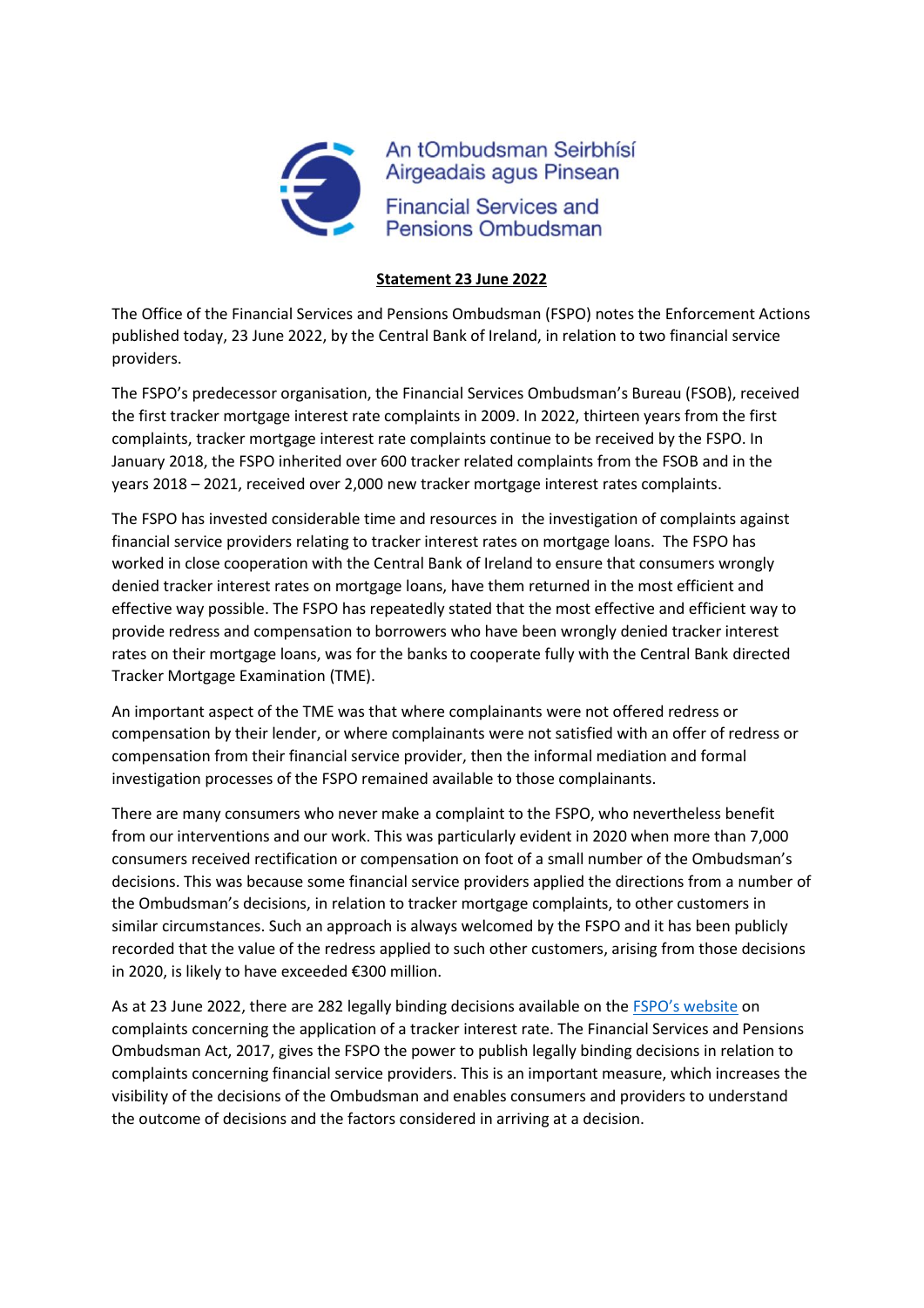An tOmbudsman Seirbhísí Airgeadais agus Pinsean

Financial Services and Pensions Ombudsman

**Statement 23 June 2022**

The Office of the Financial Services and Pensions Ombudsman (FSPO) notes the Enforcement Actions published today, 23 June 2022, by the Central Bank of Ireland, in relation to two financial service providers.

The FSPO's predecessor organisation, the Financial Services Ombudsman's Bureau (FSOB), received the first tracker mortgage interest rate complaints in 2009. In 2022, thirteen years from the first complaints, tracker mortgage interest rate complaints continue to be received by the FSPO. In January 2018, the FSPO inherited over 600 tracker related complaints from the FSOB and in the years 2018 – 2021, received over 2,000 new tracker mortgage interest rates complaints.

The FSPO has invested considerable time and resources in the investigation of complaints against financial service providers relating to tracker interest rates on mortgage loans. The FSPO has worked in close cooperation with the Central Bank of Ireland to ensure that consumers wrongly denied tracker interest rates on mortgage loans, have them returned in the most efficient and effective way possible. The FSPO has repeatedly stated that the most effective and efficient way to provide redress and compensation to borrowers who have been wrongly denied tracker interest rates on their mortgage loans, was for the banks to cooperate fully with the Central Bank directed Tracker Mortgage Examination (TME).

An important aspect of the TME was that where complainants were not offered redress or compensation by their lender, or where complainants were not satisfied with an offer of redress or compensation from their financial service provider, then the informal mediation and formal investigation processes of the FSPO remained available to those complainants.

There are many consumers who never make a complaint to the FSPO, who nevertheless benefit from our interventions and our work. This was particularly evident in 2020 when more than 7,000 consumers received rectification or compensation on foot of a small number of the Ombudsman's decisions. This was because some financial service providers applied the directions from a number of the Ombudsman's decisions, in relation to tracker mortgage complaints, to other customers in similar circumstances. Such an approach is always welcomed by the FSPO and it has been publicly recorded that the value of the redress applied to such other customers, arising from those decisions in 2020, is likely to have exceeded €300 million.

As at 23 June 2022, there are 282 legally binding decisions available on the FSPO's website on complaints concerning the application of a tracker interest rate. The Financial Services and Pensions Ombudsman Act, 2017, gives the FSPO the power to publish legally binding decisions in relation to complaints concerning financial service providers. This is an important measure, which increases the visibility of the decisions of the Ombudsman and enables consumers and providers to understand the outcome of decisions and the factors considered in arriving at a decision.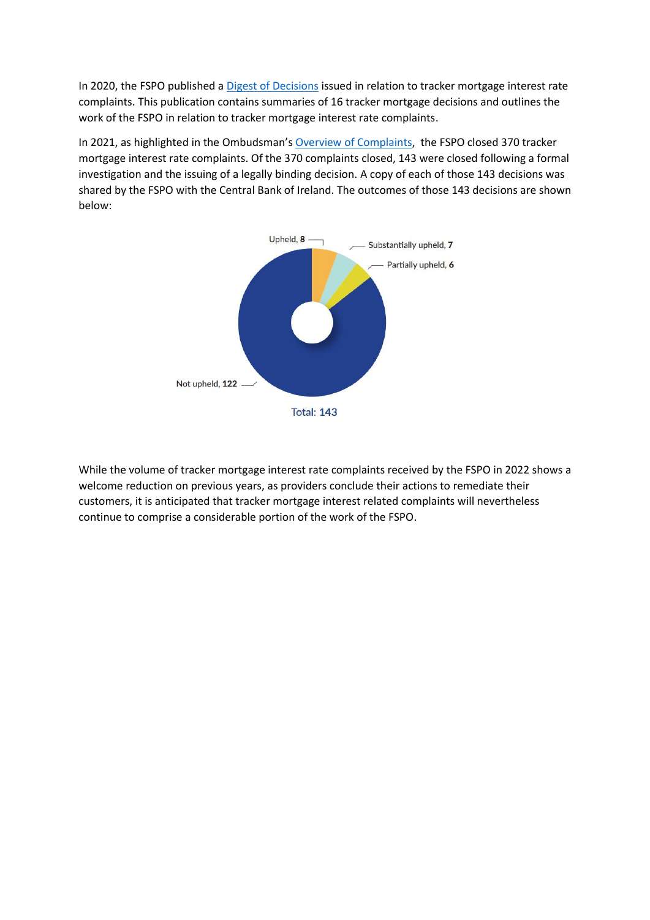In 2020, the FSPO published a [Digest of Decisions] issued in relation to tracker mortgage interest rate complaints. This publication contains summaries of 16 tracker mortgage decisions and outlines the work of the FSPO in relation to tracker mortgage interest rate complaints.

In 2021, as highlighted in the Ombudsman's [Overview of Complaints], the FSPO closed 370 tracker mortgage interest rate complaints. Of the 370 complaints closed, 143 were closed following a formal investigation and the issuing of a legally binding decision. A copy of each of those 143 decisions was shared by the FSPO with the Central Bank of Ireland. The outcomes of those 143 decisions are shown below:

Upheld, **8**

Substantially upheld, **7**

Partially upheld, **6**

Not upheld, **122**

Total: **143**

While the volume of tracker mortgage interest rate complaints received by the FSPO in 2022 shows a welcome reduction on previous years, as providers conclude their actions to remediate their customers, it is anticipated that tracker mortgage interest related complaints will nevertheless continue to comprise a considerable portion of the work of the FSPO.